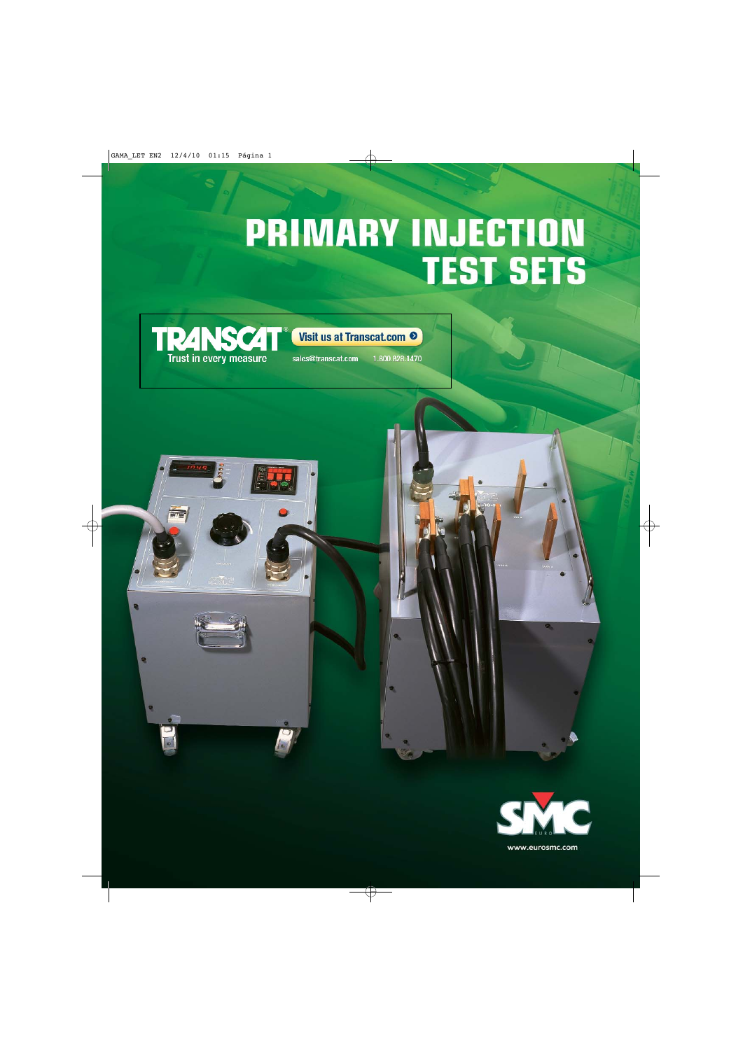# PRIMARY INJECTION TEST SETS

TRANSCAT® Trust in every measure

Visit us at Transcat.com

sales@transcat.com 1.800.828.1470

SMC EURO

www.eurosmc.com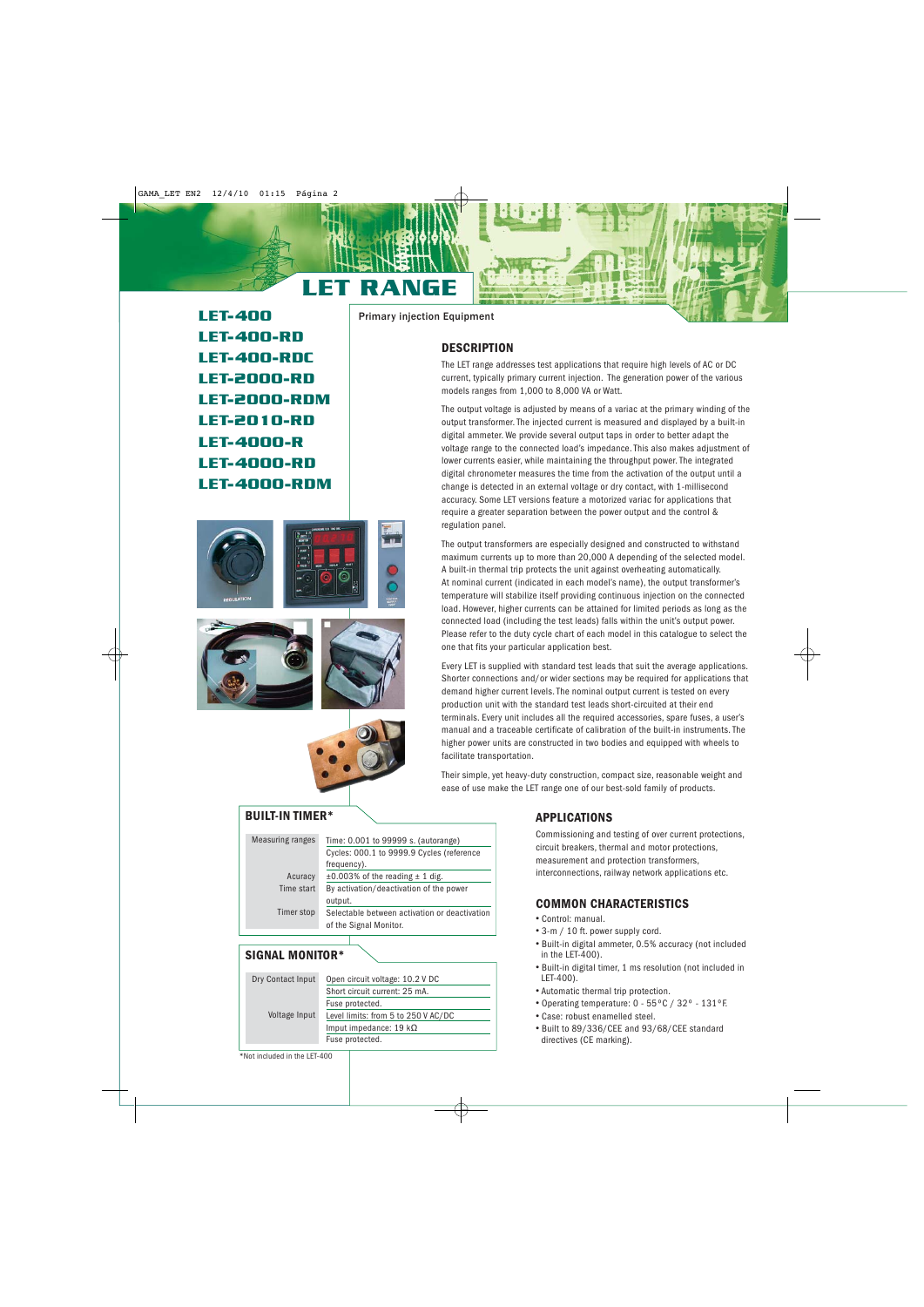# LET RANGE

**LET-400**
**LET-400-RD**
**LET-400-RDC**
**LET-2000-RD**
**LET-2000-RDM**
**LET-2010-RD**
**LET-4000-R**
**LET-4000-RD**
**LET-4000-RDM**

Primary injection Equipment

## DESCRIPTION

The LET range addresses test applications that require high levels of AC or DC current, typically primary current injection. The generation power of the various models ranges from 1,000 to 8,000 VA or Watt.

The output voltage is adjusted by means of a variac at the primary winding of the output transformer. The injected current is measured and displayed by a built-in digital ammeter. We provide several output taps in order to better adapt the voltage range to the connected load's impedance. This also makes adjustment of lower currents easier, while maintaining the throughput power. The integrated digital chronometer measures the time from the activation of the output until a change is detected in an external voltage or dry contact, with 1-millisecond accuracy. Some LET versions feature a motorized variac for applications that require a greater separation between the power output and the control & regulation panel.

The output transformers are especially designed and constructed to withstand maximum currents up to more than 20,000 A depending of the selected model. A built-in thermal trip protects the unit against overheating automatically. At nominal current (indicated in each model's name), the output transformer's temperature will stabilize itself providing continuous injection on the connected load. However, higher currents can be attained for limited periods as long as the connected load (including the test leads) falls within the unit's output power. Please refer to the duty cycle chart of each model in this catalogue to select the one that fits your particular application best.

Every LET is supplied with standard test leads that suit the average applications. Shorter connections and/or wider sections may be required for applications that demand higher current levels. The nominal output current is tested on every production unit with the standard test leads short-circuited at their end terminals. Every unit includes all the required accessories, spare fuses, a user's manual and a traceable certificate of calibration of the built-in instruments. The higher power units are constructed in two bodies and equipped with wheels to facilitate transportation.

Their simple, yet heavy-duty construction, compact size, reasonable weight and ease of use make the LET range one of our best-sold family of products.

## BUILT-IN TIMER*

| | |
|---|---|
| Measuring ranges | Time: 0.001 to 99999 s. (autorange) |
| | Cycles: 000.1 to 9999.9 Cycles (reference frequency). |
| Acuracy | ±0.003% of the reading ± 1 dig. |
| Time start | By activation/deactivation of the power output. |
| Timer stop | Selectable between activation or deactivation of the Signal Monitor. |

## SIGNAL MONITOR*

| | |
|---|---|
| Dry Contact Input | Open circuit voltage: 10.2 V DC |
| | Short circuit current: 25 mA. |
| | Fuse protected. |
| Voltage Input | Level limits: from 5 to 250 V AC/DC |
| | Imput impedance: 19 kΩ |
| | Fuse protected. |

*Not included in the LET-400

## APPLICATIONS

Commissioning and testing of over current protections, circuit breakers, thermal and motor protections, measurement and protection transformers, interconnections, railway network applications etc.

## COMMON CHARACTERISTICS

- Control: manual.
- 3-m / 10 ft. power supply cord.
- Built-in digital ammeter, 0.5% accuracy (not included in the LET-400).
- Built-in digital timer, 1 ms resolution (not included in LET-400).
- Automatic thermal trip protection.
- Operating temperature: 0 - 55ºC / 32º - 131ºF.
- Case: robust enamelled steel.
- Built to 89/336/CEE and 93/68/CEE standard directives (CE marking).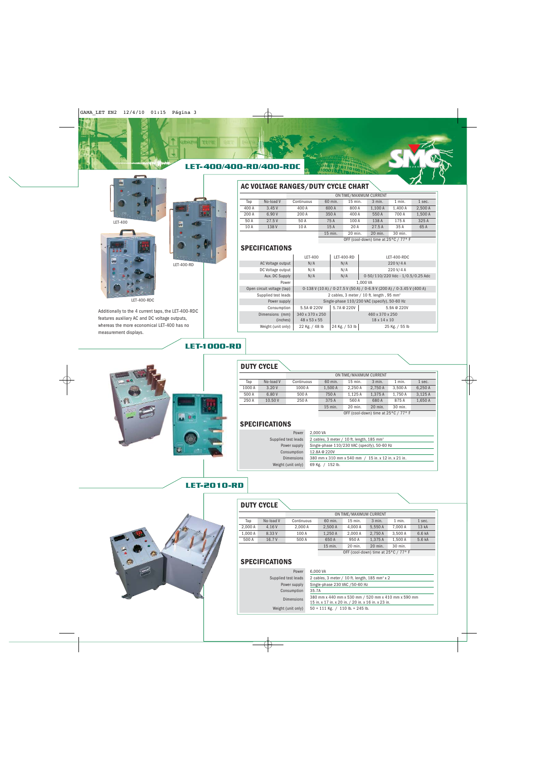## LET-400/400-RD/400-RDC

LET-400

LET-400-RD

LET-400-RDC

Additionally to the 4 current taps, the LET-400-RDC features auxiliary AC and DC voltage outputs, whereas the more economical LET-400 has no measurement displays.

### AC VOLTAGE RANGES/DUTY CYCLE CHART

| | | ON TIME/MAXIMUM CURRENT | | | | | | |
|---|---|---|---|---|---|---|---|---|
| Tap | No-load V | Continuous | 60 min. | 15 min. | 3 min. | 1 min. | 1 sec. |
| 400 A | 3.45 V | 400 A | 600 A | 800 A | 1,100 A | 1,400 A | 2,500 A |
| 200 A | 6.90 V | 200 A | 350 A | 400 A | 550 A | 700 A | 1,500 A |
| 50 A | 27.5 V | 50 A | 75 A | 100 A | 138 A | 175 A | 325 A |
| 10 A | 138 V | 10 A | 15 A | 20 A | 27.5 A | 35 A | 65 A |
| | | | 15 min. | 20 min. | 20 min. | 30 min. | |
| | | | OFF (cool-down) time at 25°C / 77° F | | | | |

### SPECIFICATIONS

| | LET-400 | LET-400-RD | LET-400-RDC |
|---|---|---|---|
| AC Voltage output | N/A | N/A | 220 V/4 A |
| DC Voltage output | N/A | N/A | 220 V/4 A |
| Aux. DC Supply | N/A | N/A | 0-50/110/220 Vdc - 1/0.5/0.25 Adc |
| Power | 1,000 VA | | |
| Open circuit voltage (tap) | 0-138 V (10 A) / 0-27.5 V (50 A) / 0-6.9 V (200 A) / 0-3.45 V (400 A) | | |
| Supplied test leads | 2 cables, 3 meter / 10 ft. length , 95 mm² | | |
| Power supply | Single-phase 110/230 VAC (specify), 50-60 Hz | | |
| Consumption | 5.5A @ 220V | 5.7A @ 220V | 5.9A @ 220V |
| Dimensions (mm) | 340 x 370 x 250 | 460 x 370 x 250 | |
| (inches) | 48 x 53 x 55 | 18 x 14 x 10 | |
| Weight (unit only) | 22 Kg. / 48 lb | 24 Kg. / 53 lb | 25 Kg. / 55 lb |

## LET-1000-RD

### DUTY CYCLE

| | | ON TIME/MAXIMUM CURRENT | | | | | | |
|---|---|---|---|---|---|---|---|---|
| Tap | No-load V | Continuous | 60 min. | 15 min. | 3 min. | 1 min. | 1 sec. |
| 1000 A | 3.20 V | 1000 A | 1,500 A | 2,250 A | 2,750 A | 3,500 A | 6,250 A |
| 500 A | 6.80 V | 500 A | 750 A | 1,125 A | 1,375 A | 1,750 A | 3,125 A |
| 250 A | 10.50 V | 250 A | 375 A | 560 A | 680 A | 875 A | 1,650 A |
| | | | 15 min. | 20 min. | 20 min. | 30 min. | |
| | | | OFF (cool-down) time at 25°C / 77° F | | | | |

### SPECIFICATIONS

| | |
|---|---|
| Power | 2,000 VA |
| Supplied test leads | 2 cables, 3 meter / 10 ft. length, 185 mm² |
| Power supply | Single-phase 110/230 VAC (specify), 50-60 Hz |
| Consumption | 12.8A @ 220V |
| Dimensions | 380 mm x 310 mm x 540 mm / 15 in. x 12 in. x 21 in. |
| Weight (unit only) | 69 Kg. / 152 lb. |

## LET-2010-RD

### DUTY CYCLE

| | | ON TIME/MAXIMUM CURRENT | | | | | | |
|---|---|---|---|---|---|---|---|---|
| Tap | No-load V | Continuous | 60 min. | 15 min. | 3 min. | 1 min. | 1 sec. |
| 2,000 A | 4.16 V | 2,000 A | 2,500 A | 4,000 A | 5,550 A | 7,000 A | 13 kA |
| 1,000 A | 8.33 V | 100 A | 1,250 A | 2,000 A | 2,750 A | 3,500 A | 6.6 kA |
| 500 A | 16.7 V | 500 A | 650 A | 950 A | 1,375 A | 1,500 A | 5.6 kA |
| | | | 15 min. | 20 min. | 20 min. | 30 min. | |
| | | | OFF (cool-down) time at 25°C / 77° F | | | | |

### SPECIFICATIONS

| | |
|---|---|
| Power | 6,000 VA |
| Supplied test leads | 2 cables, 3 meter / 10 ft. length, 185 mm² x 2 |
| Power supply | Single-phase 230 VAC /50-60 Hz |
| Consumption | 35.7A |
| Dimensions | 380 mm x 440 mm x 530 mm / 520 mm x 410 mm x 590 mm<br>15 in. x 17 in. x 20 in. / 20 in. x 16 in. x 23 in. |
| Weight (unit only) | 50 + 111 Kg. / 110 lb. + 245 lb. |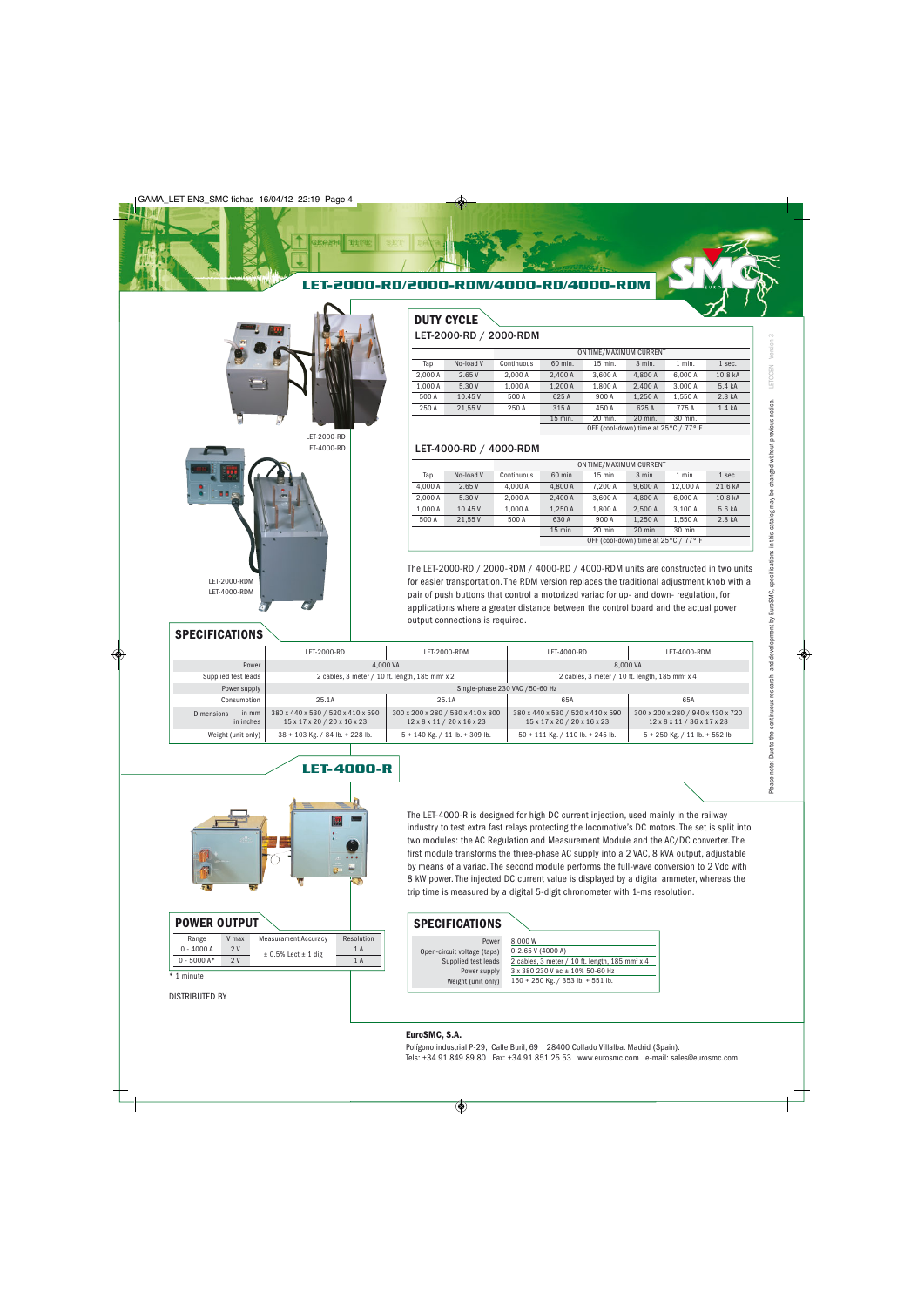# LET-2000-RD/2000-RDM/4000-RD/4000-RDM

LET-2000-RD
LET-4000-RD

LET-2000-RDM
LET-4000-RDM

## DUTY CYCLE

### LET-2000-RD / 2000-RDM

| | | | ON TIME/MAXIMUM CURRENT | | | | | |
|---|---|---|---|---|---|---|---|---|
| Tap | No-load V | Continuous | 60 min. | 15 min. | 3 min. | 1 min. | 1 sec. |
| 2,000 A | 2.65 V | 2,000 A | 2,400 A | 3,600 A | 4,800 A | 6,000 A | 10.8 kA |
| 1,000 A | 5.30 V | 1,000 A | 1,200 A | 1,800 A | 2,400 A | 3,000 A | 5.4 kA |
| 500 A | 10.45 V | 500 A | 625 A | 900 A | 1,250 A | 1,550 A | 2.8 kA |
| 250 A | 21,55 V | 250 A | 315 A | 450 A | 625 A | 775 A | 1.4 kA |
| | | | 15 min. | 20 min. | 20 min. | 30 min. | |
| | | | OFF (cool-down) time at 25°C / 77° F | | | | |

### LET-4000-RD / 4000-RDM

| | | | ON TIME/MAXIMUM CURRENT | | | | |
|---|---|---|---|---|---|---|---|
| Tap | No-load V | Continuous | 60 min. | 15 min. | 3 min. | 1 min. | 1 sec. |
| 4,000 A | 2.65 V | 4,000 A | 4,800 A | 7,200 A | 9,600 A | 12,000 A | 21.6 kA |
| 2,000 A | 5.30 V | 2,000 A | 2,400 A | 3,600 A | 4,800 A | 6,000 A | 10.8 kA |
| 1,000 A | 10.45 V | 1,000 A | 1,250 A | 1,800 A | 2,500 A | 3,100 A | 5.6 kA |
| 500 A | 21,55 V | 500 A | 630 A | 900 A | 1,250 A | 1,550 A | 2.8 kA |
| | | | 15 min. | 20 min. | 20 min. | 30 min. | |
| | | | OFF (cool-down) time at 25°C / 77° F | | | | |

The LET-2000-RD / 2000-RDM / 4000-RD / 4000-RDM units are constructed in two units for easier transportation. The RDM version replaces the traditional adjustment knob with a pair of push buttons that control a motorized variac for up- and down- regulation, for applications where a greater distance between the control board and the actual power output connections is required.

## SPECIFICATIONS

| | LET-2000-RD | LET-2000-RDM | LET-4000-RD | LET-4000-RDM |
|---|---|---|---|---|
| Power | 4,000 VA | | 8,000 VA | |
| Supplied test leads | 2 cables, 3 meter / 10 ft. length, 185 mm² x 2 | | 2 cables, 3 meter / 10 ft. length, 185 mm² x 4 | |
| Power supply | Single-phase 230 VAC / 50-60 Hz | | | |
| Consumption | 25.1A | 25.1A | 65A | 65A |
| Dimensions in mm | 380 x 440 x 530 / 520 x 410 x 590 | 300 x 200 x 280 / 530 x 410 x 800 | 380 x 440 x 530 / 520 x 410 x 590 | 300 x 200 x 280 / 940 x 430 x 720 |
| Dimensions in inches | 15 x 17 x 20 / 20 x 16 x 23 | 12 x 8 x 11 / 20 x 16 x 23 | 15 x 17 x 20 / 20 x 16 x 23 | 12 x 8 x 11 / 36 x 17 x 28 |
| Weight (unit only) | 38 + 103 Kg. / 84 lb. + 228 lb. | 5 + 140 Kg. / 11 lb. + 309 lb. | 50 + 111 Kg. / 110 lb. + 245 lb. | 5 + 250 Kg. / 11 lb. + 552 lb. |

# LET-4000-R

The LET-4000-R is designed for high DC current injection, used mainly in the railway industry to test extra fast relays protecting the locomotive's DC motors. The set is split into two modules: the AC Regulation and Measurement Module and the AC/DC converter. The first module transforms the three-phase AC supply into a 2 VAC, 8 kVA output, adjustable by means of a variac. The second module performs the full-wave conversion to 2 Vdc with 8 kW power. The injected DC current value is displayed by a digital ammeter, whereas the trip time is measured by a digital 5-digit chronometer with 1-ms resolution.

## POWER OUTPUT

| Range | V max | Measurement Accuracy | Resolution |
|---|---|---|---|
| 0 - 4000 A | 2 V | ± 0.5% Lect ± 1 dig | 1 A |
| 0 - 5000 A* | 2 V | | 1 A |

\* 1 minute

## SPECIFICATIONS

| | |
|---|---|
| Power | 8,000 W |
| Open-circuit voltage (taps) | 0-2.65 V (4000 A) |
| Supplied test leads | 2 cables, 3 meter / 10 ft. length, 185 mm² x 4 |
| Power supply | 3 x 380 230 V ac ± 10% 50-60 Hz |
| Weight (unit only) | 160 + 250 Kg. / 353 lb. + 551 lb. |

DISTRIBUTED BY

**EuroSMC, S.A.**

Polígono industrial P-29, Calle Buril, 69 28400 Collado Villalba. Madrid (Spain).
Tels: +34 91 849 89 80 Fax: +34 91 851 25 53 www.eurosmc.com e-mail: sales@eurosmc.com

Please note: Due to the continuous research and development by EuroSMC, specifications in this catalog may be changed without previous notice.